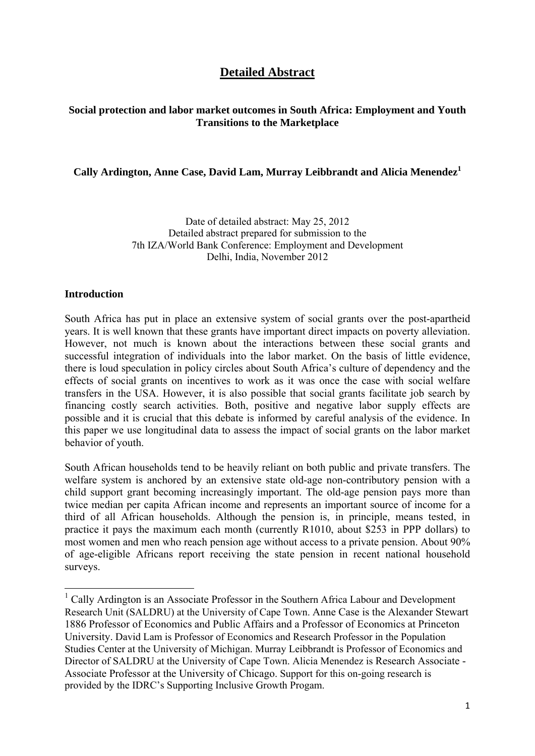# Detailed Abstract

## Social protection and labor market outcomes in South Africa: Employment and Youth Transitions to the Marketplace

**Cally Ardington, Anne Case, David Lam, Murray Leibbrandt and Alicia Menendez[1]**

Date of detailed abstract: May 25, 2012
Detailed abstract prepared for submission to the
7th IZA/World Bank Conference: Employment and Development
Delhi, India, November 2012

### Introduction

South Africa has put in place an extensive system of social grants over the post-apartheid years. It is well known that these grants have important direct impacts on poverty alleviation. However, not much is known about the interactions between these social grants and successful integration of individuals into the labor market. On the basis of little evidence, there is loud speculation in policy circles about South Africa's culture of dependency and the effects of social grants on incentives to work as it was once the case with social welfare transfers in the USA. However, it is also possible that social grants facilitate job search by financing costly search activities. Both, positive and negative labor supply effects are possible and it is crucial that this debate is informed by careful analysis of the evidence. In this paper we use longitudinal data to assess the impact of social grants on the labor market behavior of youth.

South African households tend to be heavily reliant on both public and private transfers. The welfare system is anchored by an extensive state old-age non-contributory pension with a child support grant becoming increasingly important. The old-age pension pays more than twice median per capita African income and represents an important source of income for a third of all African households. Although the pension is, in principle, means tested, in practice it pays the maximum each month (currently R1010, about $253 in PPP dollars) to most women and men who reach pension age without access to a private pension. About 90% of age-eligible Africans report receiving the state pension in recent national household surveys.

---

[1] Cally Ardington is an Associate Professor in the Southern Africa Labour and Development Research Unit (SALDRU) at the University of Cape Town. Anne Case is the Alexander Stewart 1886 Professor of Economics and Public Affairs and a Professor of Economics at Princeton University. David Lam is Professor of Economics and Research Professor in the Population Studies Center at the University of Michigan. Murray Leibbrandt is Professor of Economics and Director of SALDRU at the University of Cape Town. Alicia Menendez is Research Associate - Associate Professor at the University of Chicago. Support for this on-going research is provided by the IDRC's Supporting Inclusive Growth Progam.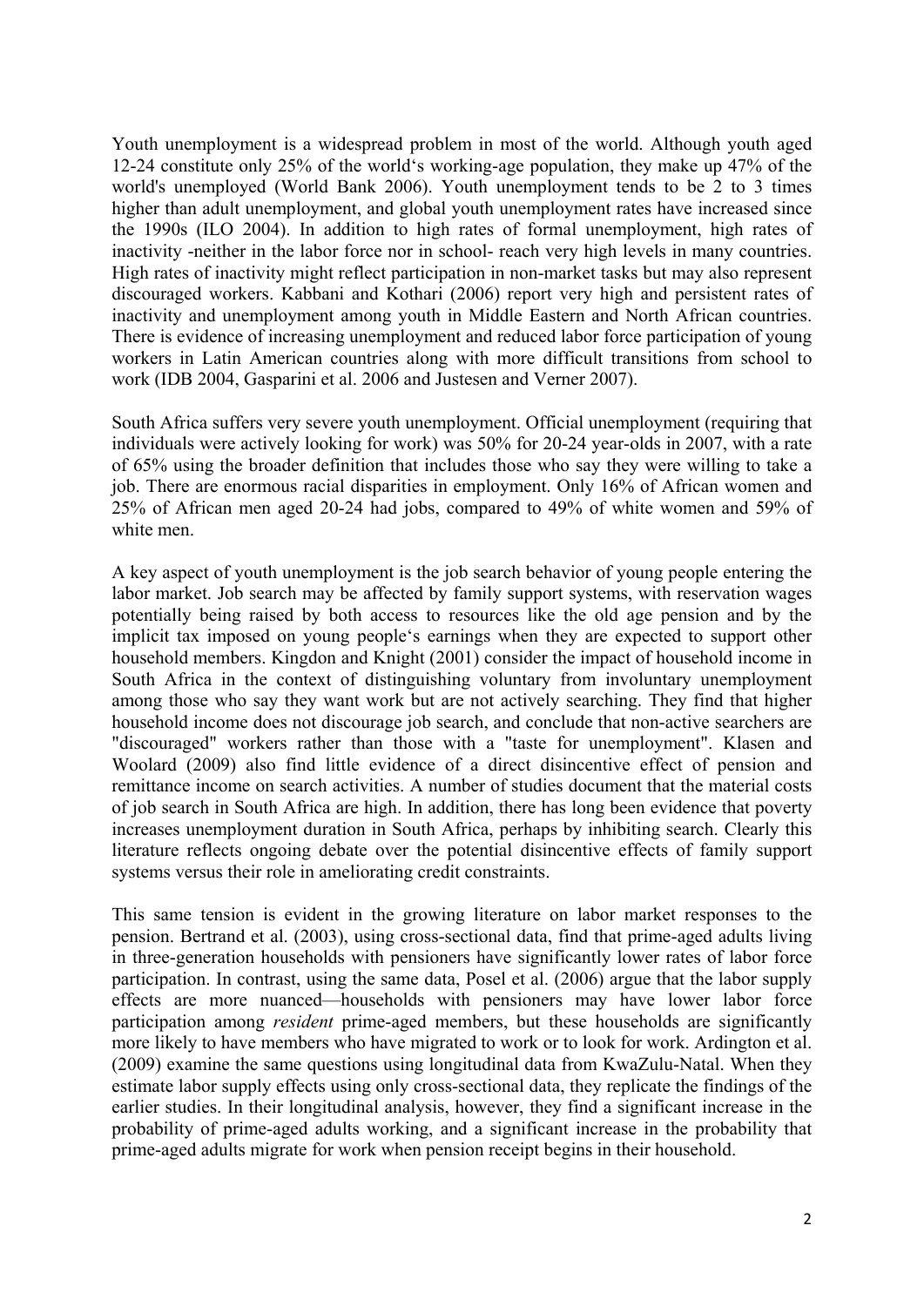Youth unemployment is a widespread problem in most of the world. Although youth aged 12-24 constitute only 25% of the world's working-age population, they make up 47% of the world's unemployed (World Bank 2006). Youth unemployment tends to be 2 to 3 times higher than adult unemployment, and global youth unemployment rates have increased since the 1990s (ILO 2004). In addition to high rates of formal unemployment, high rates of inactivity -neither in the labor force nor in school- reach very high levels in many countries. High rates of inactivity might reflect participation in non-market tasks but may also represent discouraged workers. Kabbani and Kothari (2006) report very high and persistent rates of inactivity and unemployment among youth in Middle Eastern and North African countries. There is evidence of increasing unemployment and reduced labor force participation of young workers in Latin American countries along with more difficult transitions from school to work (IDB 2004, Gasparini et al. 2006 and Justesen and Verner 2007).

South Africa suffers very severe youth unemployment. Official unemployment (requiring that individuals were actively looking for work) was 50% for 20-24 year-olds in 2007, with a rate of 65% using the broader definition that includes those who say they were willing to take a job. There are enormous racial disparities in employment. Only 16% of African women and 25% of African men aged 20-24 had jobs, compared to 49% of white women and 59% of white men.

A key aspect of youth unemployment is the job search behavior of young people entering the labor market. Job search may be affected by family support systems, with reservation wages potentially being raised by both access to resources like the old age pension and by the implicit tax imposed on young people's earnings when they are expected to support other household members. Kingdon and Knight (2001) consider the impact of household income in South Africa in the context of distinguishing voluntary from involuntary unemployment among those who say they want work but are not actively searching. They find that higher household income does not discourage job search, and conclude that non-active searchers are "discouraged" workers rather than those with a "taste for unemployment". Klasen and Woolard (2009) also find little evidence of a direct disincentive effect of pension and remittance income on search activities. A number of studies document that the material costs of job search in South Africa are high. In addition, there has long been evidence that poverty increases unemployment duration in South Africa, perhaps by inhibiting search. Clearly this literature reflects ongoing debate over the potential disincentive effects of family support systems versus their role in ameliorating credit constraints.

This same tension is evident in the growing literature on labor market responses to the pension. Bertrand et al. (2003), using cross-sectional data, find that prime-aged adults living in three-generation households with pensioners have significantly lower rates of labor force participation. In contrast, using the same data, Posel et al. (2006) argue that the labor supply effects are more nuanced—households with pensioners may have lower labor force participation among *resident* prime-aged members, but these households are significantly more likely to have members who have migrated to work or to look for work. Ardington et al. (2009) examine the same questions using longitudinal data from KwaZulu-Natal. When they estimate labor supply effects using only cross-sectional data, they replicate the findings of the earlier studies. In their longitudinal analysis, however, they find a significant increase in the probability of prime-aged adults working, and a significant increase in the probability that prime-aged adults migrate for work when pension receipt begins in their household.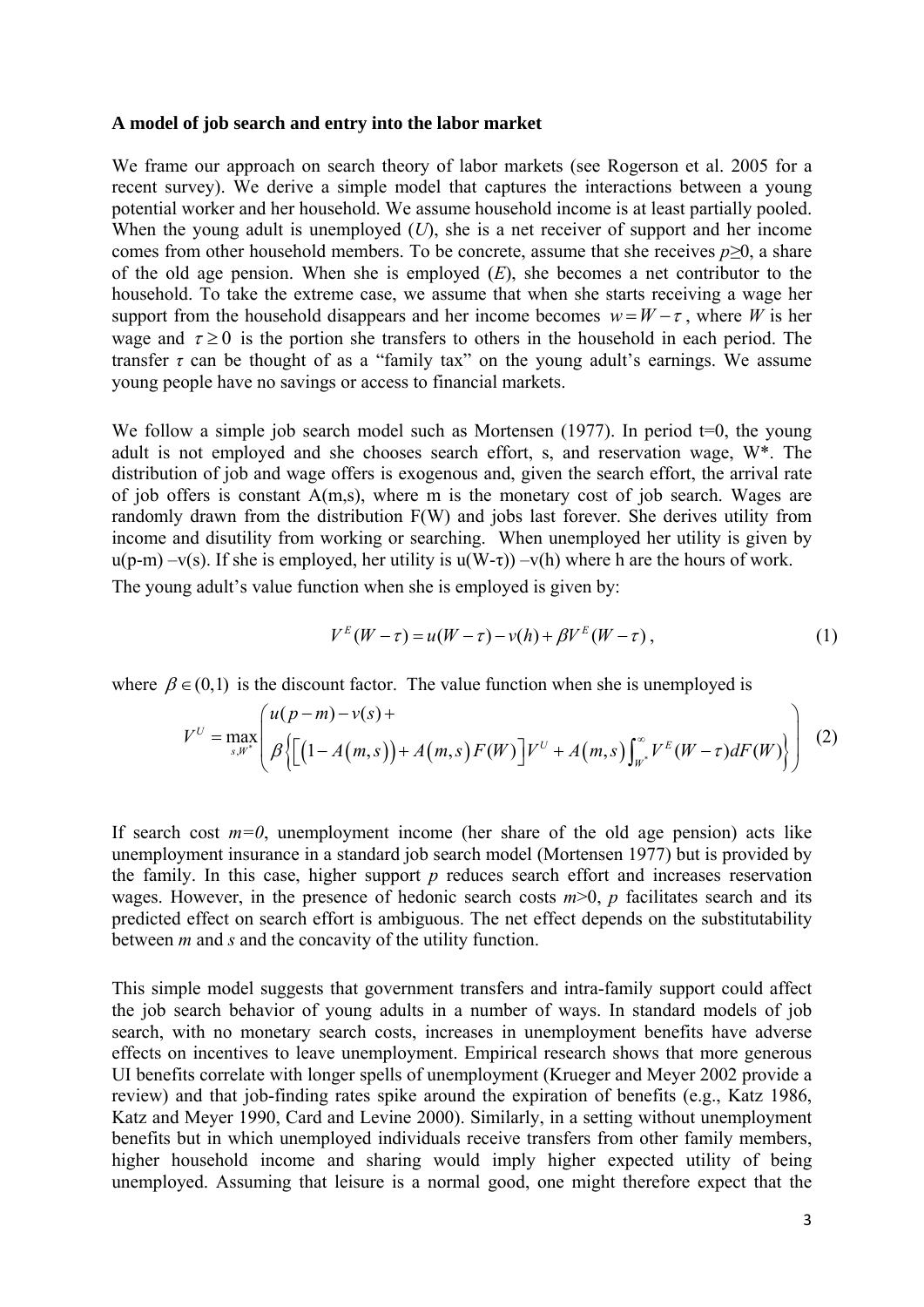**A model of job search and entry into the labor market**

We frame our approach on search theory of labor markets (see Rogerson et al. 2005 for a recent survey). We derive a simple model that captures the interactions between a young potential worker and her household. We assume household income is at least partially pooled. When the young adult is unemployed (*U*), she is a net receiver of support and her income comes from other household members. To be concrete, assume that she receives $p \geq 0$, a share of the old age pension. When she is employed (*E*), she becomes a net contributor to the household. To take the extreme case, we assume that when she starts receiving a wage her support from the household disappears and her income becomes $w = W - \tau$, where $W$ is her wage and $\tau \geq 0$ is the portion she transfers to others in the household in each period. The transfer $\tau$ can be thought of as a "family tax" on the young adult's earnings. We assume young people have no savings or access to financial markets.

We follow a simple job search model such as Mortensen (1977). In period t=0, the young adult is not employed and she chooses search effort, s, and reservation wage, W*. The distribution of job and wage offers is exogenous and, given the search effort, the arrival rate of job offers is constant A(m,s), where m is the monetary cost of job search. Wages are randomly drawn from the distribution F(W) and jobs last forever. She derives utility from income and disutility from working or searching. When unemployed her utility is given by u(p-m) –v(s). If she is employed, her utility is u(W-τ)) –v(h) where h are the hours of work.

The young adult's value function when she is employed is given by:

$$V^E(W-\tau) = u(W-\tau) - v(h) + \beta V^E(W-\tau)\,, \tag{1}$$

where $\beta \in (0,1)$ is the discount factor. The value function when she is unemployed is

$$V^U = \max_{s,W^*}\left( \begin{array}{l} u(p-m) - v(s) + \\ \beta\left\{\left[\left(1-A(m,s)\right) + A(m,s)F(W)\right]V^U + A(m,s)\int_{W^*}^{\infty} V^E(W-\tau)\,dF(W)\right\} \end{array} \right) \tag{2}$$

If search cost *m=0*, unemployment income (her share of the old age pension) acts like unemployment insurance in a standard job search model (Mortensen 1977) but is provided by the family. In this case, higher support *p* reduces search effort and increases reservation wages. However, in the presence of hedonic search costs *m*>0, *p* facilitates search and its predicted effect on search effort is ambiguous. The net effect depends on the substitutability between *m* and *s* and the concavity of the utility function.

This simple model suggests that government transfers and intra-family support could affect the job search behavior of young adults in a number of ways. In standard models of job search, with no monetary search costs, increases in unemployment benefits have adverse effects on incentives to leave unemployment. Empirical research shows that more generous UI benefits correlate with longer spells of unemployment (Krueger and Meyer 2002 provide a review) and that job-finding rates spike around the expiration of benefits (e.g., Katz 1986, Katz and Meyer 1990, Card and Levine 2000). Similarly, in a setting without unemployment benefits but in which unemployed individuals receive transfers from other family members, higher household income and sharing would imply higher expected utility of being unemployed. Assuming that leisure is a normal good, one might therefore expect that the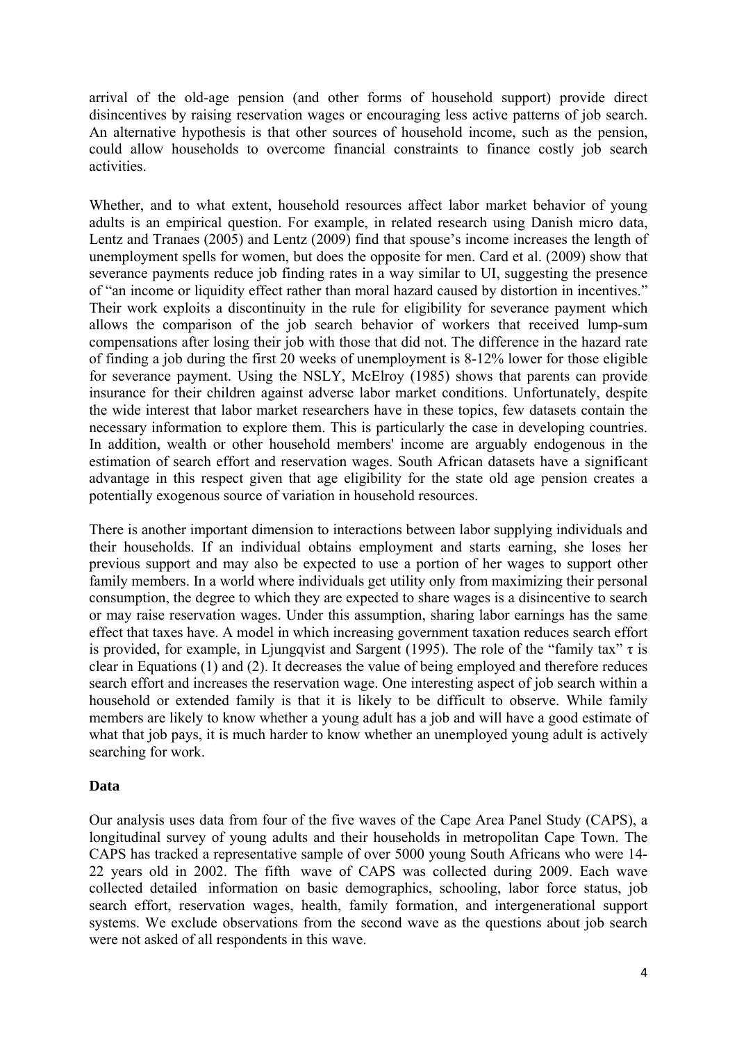arrival of the old-age pension (and other forms of household support) provide direct disincentives by raising reservation wages or encouraging less active patterns of job search. An alternative hypothesis is that other sources of household income, such as the pension, could allow households to overcome financial constraints to finance costly job search activities.

Whether, and to what extent, household resources affect labor market behavior of young adults is an empirical question. For example, in related research using Danish micro data, Lentz and Tranaes (2005) and Lentz (2009) find that spouse's income increases the length of unemployment spells for women, but does the opposite for men. Card et al. (2009) show that severance payments reduce job finding rates in a way similar to UI, suggesting the presence of "an income or liquidity effect rather than moral hazard caused by distortion in incentives." Their work exploits a discontinuity in the rule for eligibility for severance payment which allows the comparison of the job search behavior of workers that received lump-sum compensations after losing their job with those that did not. The difference in the hazard rate of finding a job during the first 20 weeks of unemployment is 8-12% lower for those eligible for severance payment. Using the NSLY, McElroy (1985) shows that parents can provide insurance for their children against adverse labor market conditions. Unfortunately, despite the wide interest that labor market researchers have in these topics, few datasets contain the necessary information to explore them. This is particularly the case in developing countries. In addition, wealth or other household members' income are arguably endogenous in the estimation of search effort and reservation wages. South African datasets have a significant advantage in this respect given that age eligibility for the state old age pension creates a potentially exogenous source of variation in household resources.

There is another important dimension to interactions between labor supplying individuals and their households. If an individual obtains employment and starts earning, she loses her previous support and may also be expected to use a portion of her wages to support other family members. In a world where individuals get utility only from maximizing their personal consumption, the degree to which they are expected to share wages is a disincentive to search or may raise reservation wages. Under this assumption, sharing labor earnings has the same effect that taxes have. A model in which increasing government taxation reduces search effort is provided, for example, in Ljungqvist and Sargent (1995). The role of the "family tax" $\tau$ is clear in Equations (1) and (2). It decreases the value of being employed and therefore reduces search effort and increases the reservation wage. One interesting aspect of job search within a household or extended family is that it is likely to be difficult to observe. While family members are likely to know whether a young adult has a job and will have a good estimate of what that job pays, it is much harder to know whether an unemployed young adult is actively searching for work.

## Data

Our analysis uses data from four of the five waves of the Cape Area Panel Study (CAPS), a longitudinal survey of young adults and their households in metropolitan Cape Town. The CAPS has tracked a representative sample of over 5000 young South Africans who were 14-22 years old in 2002. The fifth wave of CAPS was collected during 2009. Each wave collected detailed information on basic demographics, schooling, labor force status, job search effort, reservation wages, health, family formation, and intergenerational support systems. We exclude observations from the second wave as the questions about job search were not asked of all respondents in this wave.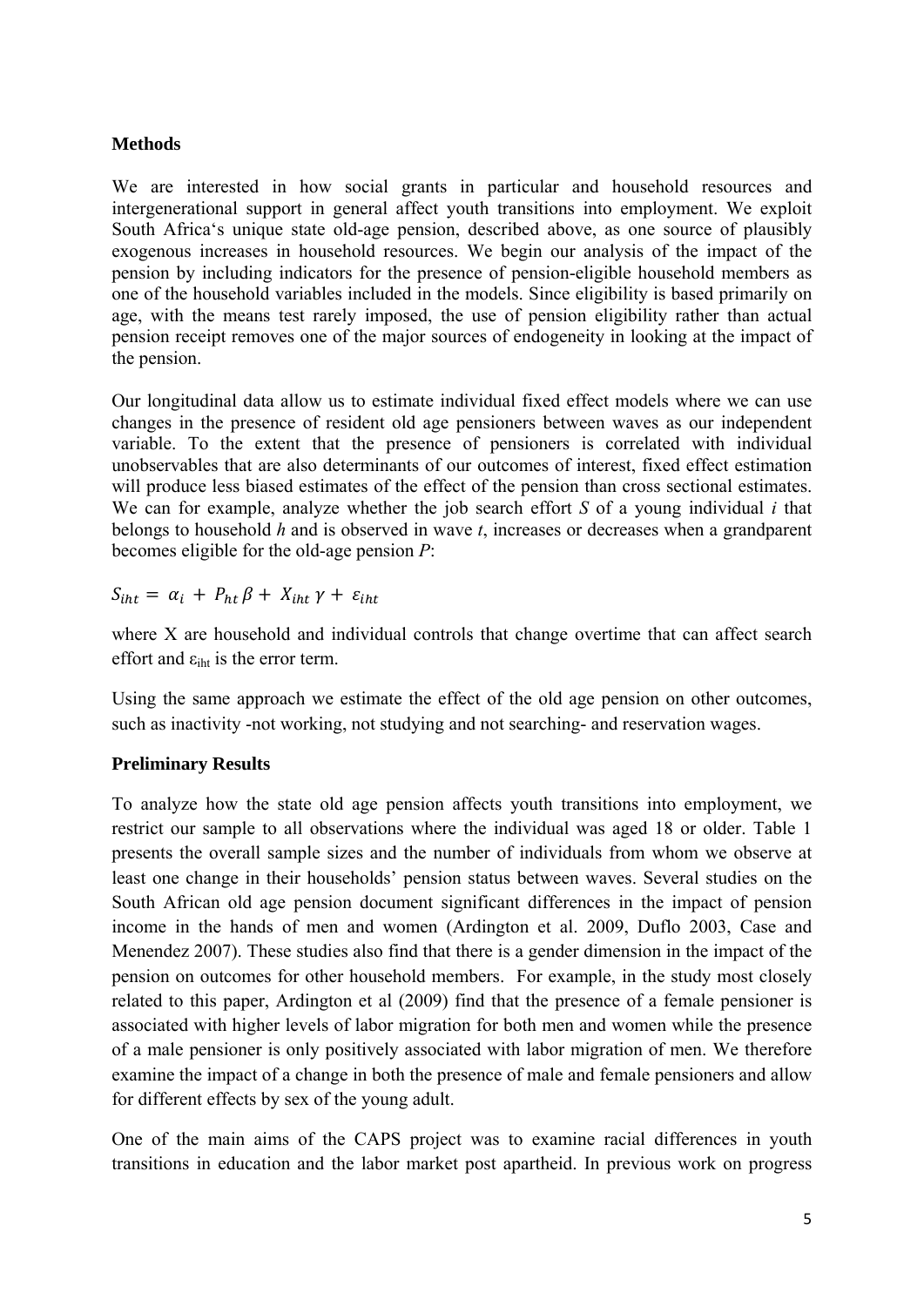**Methods**

We are interested in how social grants in particular and household resources and intergenerational support in general affect youth transitions into employment. We exploit South Africa's unique state old-age pension, described above, as one source of plausibly exogenous increases in household resources. We begin our analysis of the impact of the pension by including indicators for the presence of pension-eligible household members as one of the household variables included in the models. Since eligibility is based primarily on age, with the means test rarely imposed, the use of pension eligibility rather than actual pension receipt removes one of the major sources of endogeneity in looking at the impact of the pension.

Our longitudinal data allow us to estimate individual fixed effect models where we can use changes in the presence of resident old age pensioners between waves as our independent variable. To the extent that the presence of pensioners is correlated with individual unobservables that are also determinants of our outcomes of interest, fixed effect estimation will produce less biased estimates of the effect of the pension than cross sectional estimates. We can for example, analyze whether the job search effort *S* of a young individual *i* that belongs to household *h* and is observed in wave *t*, increases or decreases when a grandparent becomes eligible for the old-age pension *P*:

$$S_{iht} = \alpha_i + P_{ht}\beta + X_{iht}\gamma + \varepsilon_{iht}$$

where X are household and individual controls that change overtime that can affect search effort and $\varepsilon_{iht}$ is the error term.

Using the same approach we estimate the effect of the old age pension on other outcomes, such as inactivity -not working, not studying and not searching- and reservation wages.

**Preliminary Results**

To analyze how the state old age pension affects youth transitions into employment, we restrict our sample to all observations where the individual was aged 18 or older. Table 1 presents the overall sample sizes and the number of individuals from whom we observe at least one change in their households' pension status between waves. Several studies on the South African old age pension document significant differences in the impact of pension income in the hands of men and women (Ardington et al. 2009, Duflo 2003, Case and Menendez 2007). These studies also find that there is a gender dimension in the impact of the pension on outcomes for other household members. For example, in the study most closely related to this paper, Ardington et al (2009) find that the presence of a female pensioner is associated with higher levels of labor migration for both men and women while the presence of a male pensioner is only positively associated with labor migration of men. We therefore examine the impact of a change in both the presence of male and female pensioners and allow for different effects by sex of the young adult.

One of the main aims of the CAPS project was to examine racial differences in youth transitions in education and the labor market post apartheid. In previous work on progress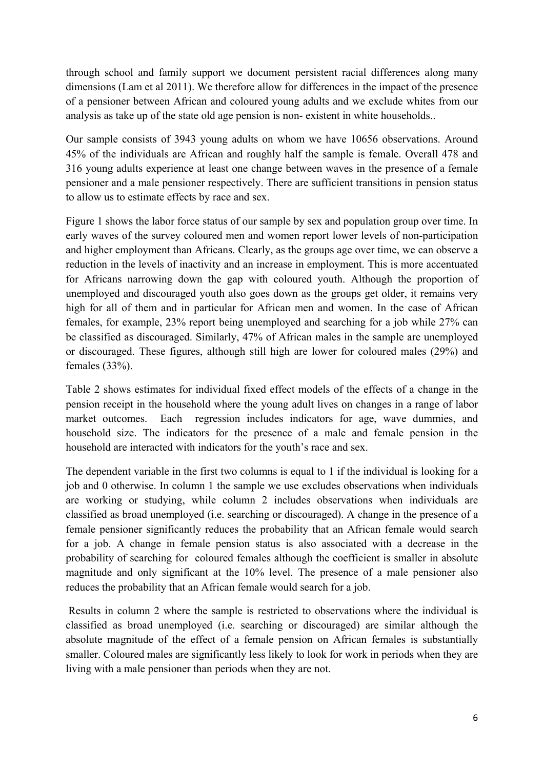through school and family support we document persistent racial differences along many dimensions (Lam et al 2011). We therefore allow for differences in the impact of the presence of a pensioner between African and coloured young adults and we exclude whites from our analysis as take up of the state old age pension is non- existent in white households..

Our sample consists of 3943 young adults on whom we have 10656 observations. Around 45% of the individuals are African and roughly half the sample is female. Overall 478 and 316 young adults experience at least one change between waves in the presence of a female pensioner and a male pensioner respectively. There are sufficient transitions in pension status to allow us to estimate effects by race and sex.

Figure 1 shows the labor force status of our sample by sex and population group over time. In early waves of the survey coloured men and women report lower levels of non-participation and higher employment than Africans. Clearly, as the groups age over time, we can observe a reduction in the levels of inactivity and an increase in employment. This is more accentuated for Africans narrowing down the gap with coloured youth. Although the proportion of unemployed and discouraged youth also goes down as the groups get older, it remains very high for all of them and in particular for African men and women. In the case of African females, for example, 23% report being unemployed and searching for a job while 27% can be classified as discouraged. Similarly, 47% of African males in the sample are unemployed or discouraged. These figures, although still high are lower for coloured males (29%) and females (33%).

Table 2 shows estimates for individual fixed effect models of the effects of a change in the pension receipt in the household where the young adult lives on changes in a range of labor market outcomes. Each regression includes indicators for age, wave dummies, and household size. The indicators for the presence of a male and female pension in the household are interacted with indicators for the youth's race and sex.

The dependent variable in the first two columns is equal to 1 if the individual is looking for a job and 0 otherwise. In column 1 the sample we use excludes observations when individuals are working or studying, while column 2 includes observations when individuals are classified as broad unemployed (i.e. searching or discouraged). A change in the presence of a female pensioner significantly reduces the probability that an African female would search for a job. A change in female pension status is also associated with a decrease in the probability of searching for coloured females although the coefficient is smaller in absolute magnitude and only significant at the 10% level. The presence of a male pensioner also reduces the probability that an African female would search for a job.

Results in column 2 where the sample is restricted to observations where the individual is classified as broad unemployed (i.e. searching or discouraged) are similar although the absolute magnitude of the effect of a female pension on African females is substantially smaller. Coloured males are significantly less likely to look for work in periods when they are living with a male pensioner than periods when they are not.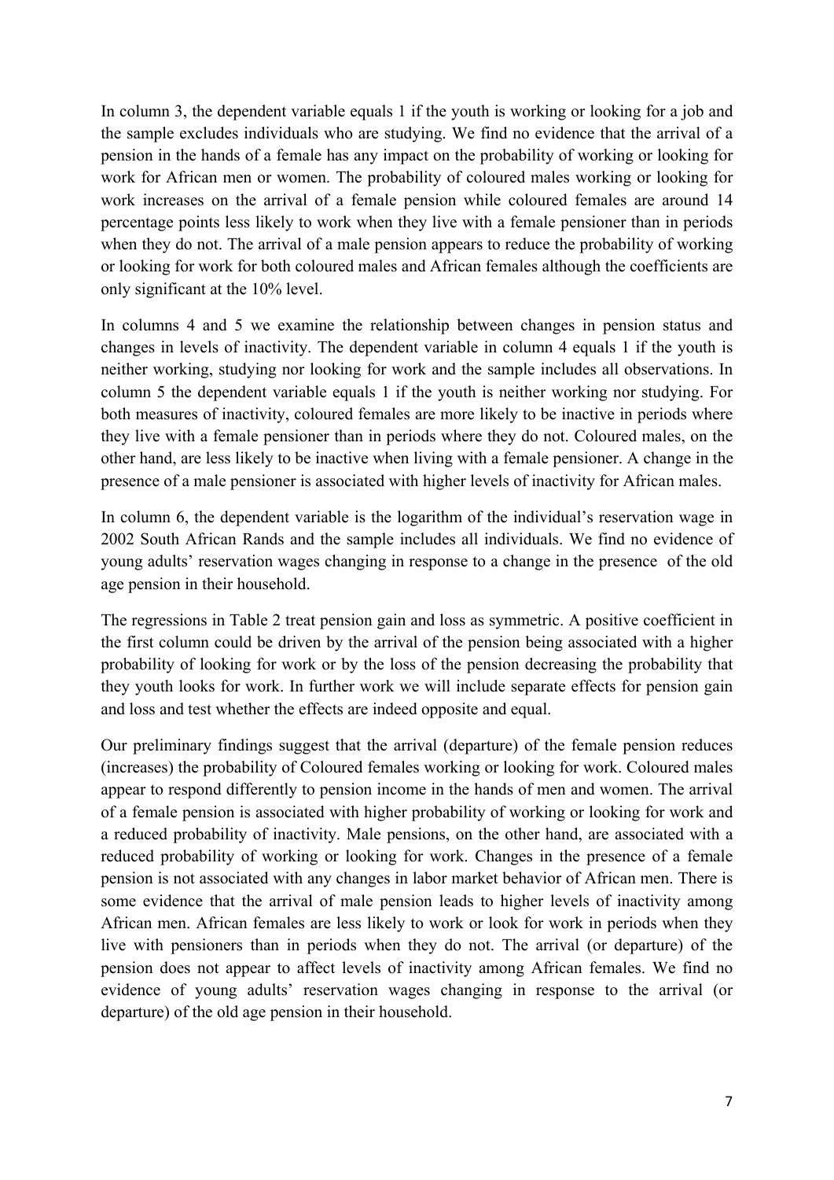In column 3, the dependent variable equals 1 if the youth is working or looking for a job and the sample excludes individuals who are studying. We find no evidence that the arrival of a pension in the hands of a female has any impact on the probability of working or looking for work for African men or women. The probability of coloured males working or looking for work increases on the arrival of a female pension while coloured females are around 14 percentage points less likely to work when they live with a female pensioner than in periods when they do not. The arrival of a male pension appears to reduce the probability of working or looking for work for both coloured males and African females although the coefficients are only significant at the 10% level.

In columns 4 and 5 we examine the relationship between changes in pension status and changes in levels of inactivity. The dependent variable in column 4 equals 1 if the youth is neither working, studying nor looking for work and the sample includes all observations. In column 5 the dependent variable equals 1 if the youth is neither working nor studying. For both measures of inactivity, coloured females are more likely to be inactive in periods where they live with a female pensioner than in periods where they do not. Coloured males, on the other hand, are less likely to be inactive when living with a female pensioner. A change in the presence of a male pensioner is associated with higher levels of inactivity for African males.

In column 6, the dependent variable is the logarithm of the individual's reservation wage in 2002 South African Rands and the sample includes all individuals. We find no evidence of young adults' reservation wages changing in response to a change in the presence of the old age pension in their household.

The regressions in Table 2 treat pension gain and loss as symmetric. A positive coefficient in the first column could be driven by the arrival of the pension being associated with a higher probability of looking for work or by the loss of the pension decreasing the probability that they youth looks for work. In further work we will include separate effects for pension gain and loss and test whether the effects are indeed opposite and equal.

Our preliminary findings suggest that the arrival (departure) of the female pension reduces (increases) the probability of Coloured females working or looking for work. Coloured males appear to respond differently to pension income in the hands of men and women. The arrival of a female pension is associated with higher probability of working or looking for work and a reduced probability of inactivity. Male pensions, on the other hand, are associated with a reduced probability of working or looking for work. Changes in the presence of a female pension is not associated with any changes in labor market behavior of African men. There is some evidence that the arrival of male pension leads to higher levels of inactivity among African men. African females are less likely to work or look for work in periods when they live with pensioners than in periods when they do not. The arrival (or departure) of the pension does not appear to affect levels of inactivity among African females. We find no evidence of young adults' reservation wages changing in response to the arrival (or departure) of the old age pension in their household.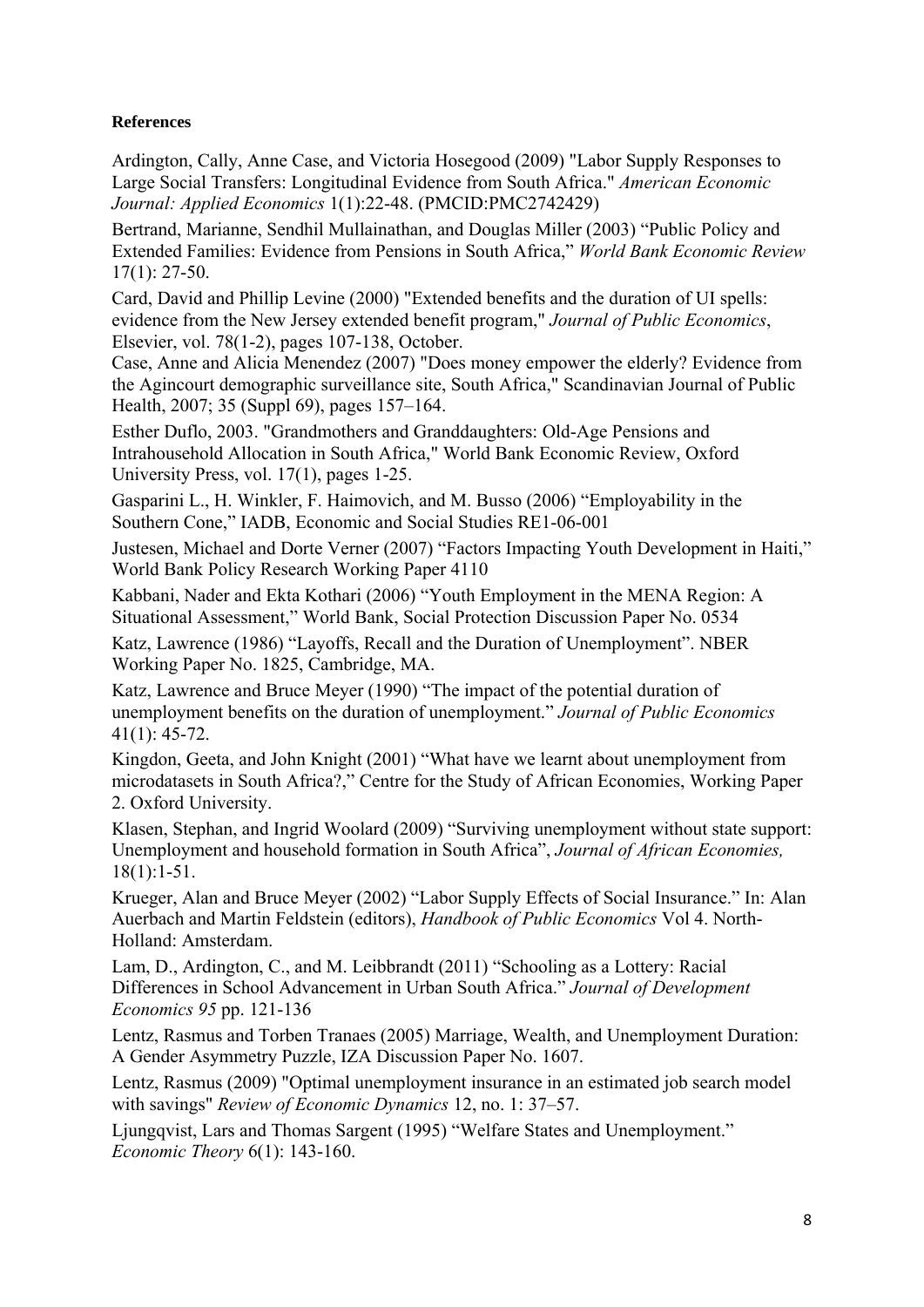**References**

Ardington, Cally, Anne Case, and Victoria Hosegood (2009) "Labor Supply Responses to Large Social Transfers: Longitudinal Evidence from South Africa." *American Economic Journal: Applied Economics* 1(1):22-48. (PMCID:PMC2742429)

Bertrand, Marianne, Sendhil Mullainathan, and Douglas Miller (2003) "Public Policy and Extended Families: Evidence from Pensions in South Africa," *World Bank Economic Review* 17(1): 27-50.

Card, David and Phillip Levine (2000) "Extended benefits and the duration of UI spells: evidence from the New Jersey extended benefit program," *Journal of Public Economics*, Elsevier, vol. 78(1-2), pages 107-138, October.

Case, Anne and Alicia Menendez (2007) "Does money empower the elderly? Evidence from the Agincourt demographic surveillance site, South Africa," Scandinavian Journal of Public Health, 2007; 35 (Suppl 69), pages 157–164.

Esther Duflo, 2003. "Grandmothers and Granddaughters: Old-Age Pensions and Intrahousehold Allocation in South Africa," World Bank Economic Review, Oxford University Press, vol. 17(1), pages 1-25.

Gasparini L., H. Winkler, F. Haimovich, and M. Busso (2006) "Employability in the Southern Cone," IADB, Economic and Social Studies RE1-06-001

Justesen, Michael and Dorte Verner (2007) "Factors Impacting Youth Development in Haiti," World Bank Policy Research Working Paper 4110

Kabbani, Nader and Ekta Kothari (2006) "Youth Employment in the MENA Region: A Situational Assessment," World Bank, Social Protection Discussion Paper No. 0534

Katz, Lawrence (1986) "Layoffs, Recall and the Duration of Unemployment". NBER Working Paper No. 1825, Cambridge, MA.

Katz, Lawrence and Bruce Meyer (1990) "The impact of the potential duration of unemployment benefits on the duration of unemployment." *Journal of Public Economics* 41(1): 45-72.

Kingdon, Geeta, and John Knight (2001) "What have we learnt about unemployment from microdatasets in South Africa?," Centre for the Study of African Economies, Working Paper 2. Oxford University.

Klasen, Stephan, and Ingrid Woolard (2009) "Surviving unemployment without state support: Unemployment and household formation in South Africa", *Journal of African Economies,* 18(1):1-51.

Krueger, Alan and Bruce Meyer (2002) "Labor Supply Effects of Social Insurance." In: Alan Auerbach and Martin Feldstein (editors), *Handbook of Public Economics* Vol 4. North-Holland: Amsterdam.

Lam, D., Ardington, C., and M. Leibbrandt (2011) "Schooling as a Lottery: Racial Differences in School Advancement in Urban South Africa." *Journal of Development Economics 95* pp. 121-136

Lentz, Rasmus and Torben Tranaes (2005) Marriage, Wealth, and Unemployment Duration: A Gender Asymmetry Puzzle, IZA Discussion Paper No. 1607.

Lentz, Rasmus (2009) "Optimal unemployment insurance in an estimated job search model with savings" *Review of Economic Dynamics* 12, no. 1: 37–57.

Ljungqvist, Lars and Thomas Sargent (1995) "Welfare States and Unemployment." *Economic Theory* 6(1): 143-160.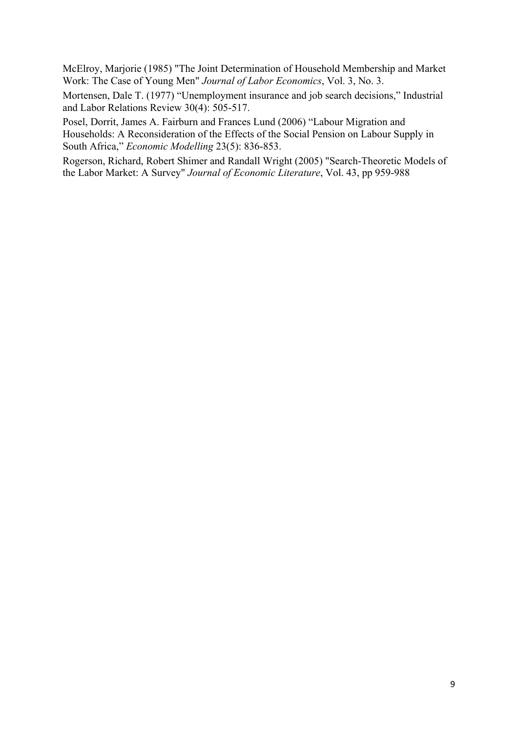McElroy, Marjorie (1985) "The Joint Determination of Household Membership and Market Work: The Case of Young Men" *Journal of Labor Economics*, Vol. 3, No. 3.

Mortensen, Dale T. (1977) "Unemployment insurance and job search decisions," Industrial and Labor Relations Review 30(4): 505-517.

Posel, Dorrit, James A. Fairburn and Frances Lund (2006) "Labour Migration and Households: A Reconsideration of the Effects of the Social Pension on Labour Supply in South Africa," *Economic Modelling* 23(5): 836-853.

Rogerson, Richard, Robert Shimer and Randall Wright (2005) "Search-Theoretic Models of the Labor Market: A Survey" *Journal of Economic Literature*, Vol. 43, pp 959-988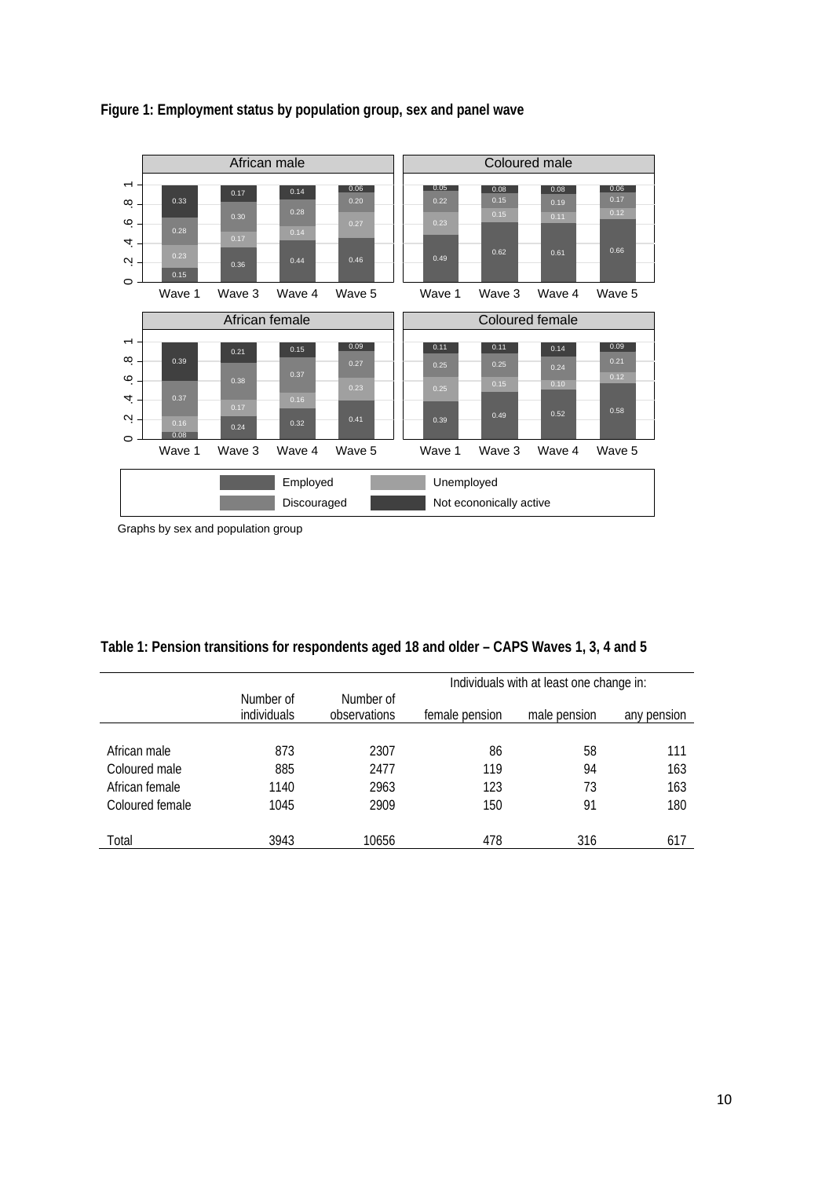**Figure 1: Employment status by population group, sex and panel wave**

Graphs by sex and population group

**Table 1: Pension transitions for respondents aged 18 and older – CAPS Waves 1, 3, 4 and 5**

| | Number of individuals | Number of observations | Individuals with at least one change in: | | |
|---|---|---|---|---|---|
| | | | female pension | male pension | any pension |
| African male | 873 | 2307 | 86 | 58 | 111 |
| Coloured male | 885 | 2477 | 119 | 94 | 163 |
| African female | 1140 | 2963 | 123 | 73 | 163 |
| Coloured female | 1045 | 2909 | 150 | 91 | 180 |
| Total | 3943 | 10656 | 478 | 316 | 617 |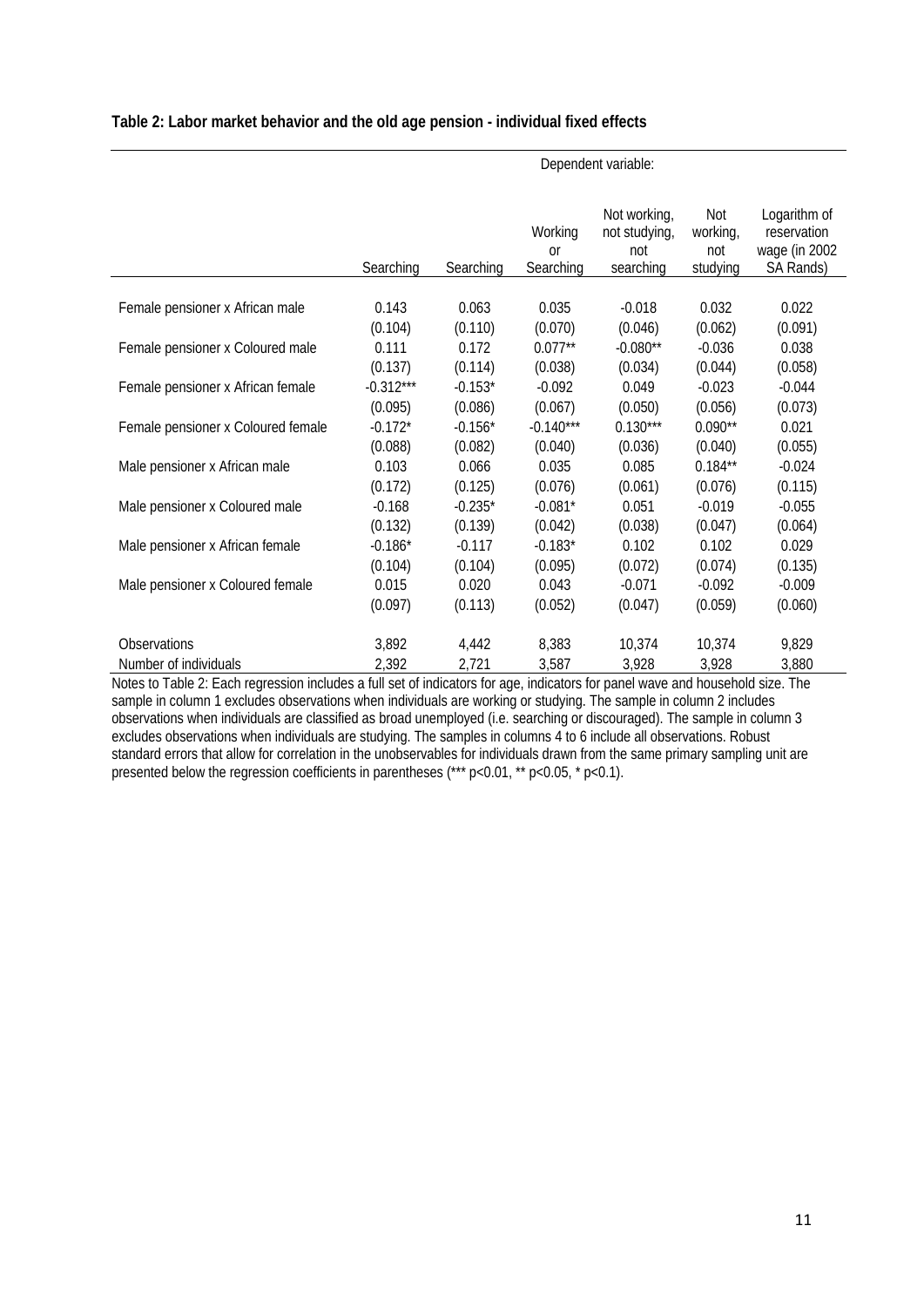**Table 2: Labor market behavior and the old age pension - individual fixed effects**

| | Dependent variable: | | | | | |
|---|---|---|---|---|---|---|
| | Searching | Searching | Working or Searching | Not working, not studying, not searching | Not working, not studying | Logarithm of reservation wage (in 2002 SA Rands) |
| Female pensioner x African male | 0.143 | 0.063 | 0.035 | -0.018 | 0.032 | 0.022 |
| | (0.104) | (0.110) | (0.070) | (0.046) | (0.062) | (0.091) |
| Female pensioner x Coloured male | 0.111 | 0.172 | 0.077** | -0.080** | -0.036 | 0.038 |
| | (0.137) | (0.114) | (0.038) | (0.034) | (0.044) | (0.058) |
| Female pensioner x African female | -0.312*** | -0.153* | -0.092 | 0.049 | -0.023 | -0.044 |
| | (0.095) | (0.086) | (0.067) | (0.050) | (0.056) | (0.073) |
| Female pensioner x Coloured female | -0.172* | -0.156* | -0.140*** | 0.130*** | 0.090** | 0.021 |
| | (0.088) | (0.082) | (0.040) | (0.036) | (0.040) | (0.055) |
| Male pensioner x African male | 0.103 | 0.066 | 0.035 | 0.085 | 0.184** | -0.024 |
| | (0.172) | (0.125) | (0.076) | (0.061) | (0.076) | (0.115) |
| Male pensioner x Coloured male | -0.168 | -0.235* | -0.081* | 0.051 | -0.019 | -0.055 |
| | (0.132) | (0.139) | (0.042) | (0.038) | (0.047) | (0.064) |
| Male pensioner x African female | -0.186* | -0.117 | -0.183* | 0.102 | 0.102 | 0.029 |
| | (0.104) | (0.104) | (0.095) | (0.072) | (0.074) | (0.135) |
| Male pensioner x Coloured female | 0.015 | 0.020 | 0.043 | -0.071 | -0.092 | -0.009 |
| | (0.097) | (0.113) | (0.052) | (0.047) | (0.059) | (0.060) |
| Observations | 3,892 | 4,442 | 8,383 | 10,374 | 10,374 | 9,829 |
| Number of individuals | 2,392 | 2,721 | 3,587 | 3,928 | 3,928 | 3,880 |

Notes to Table 2: Each regression includes a full set of indicators for age, indicators for panel wave and household size. The sample in column 1 excludes observations when individuals are working or studying. The sample in column 2 includes observations when individuals are classified as broad unemployed (i.e. searching or discouraged). The sample in column 3 excludes observations when individuals are studying. The samples in columns 4 to 6 include all observations. Robust standard errors that allow for correlation in the unobservables for individuals drawn from the same primary sampling unit are presented below the regression coefficients in parentheses (*** p<0.01, ** p<0.05, * p<0.1).